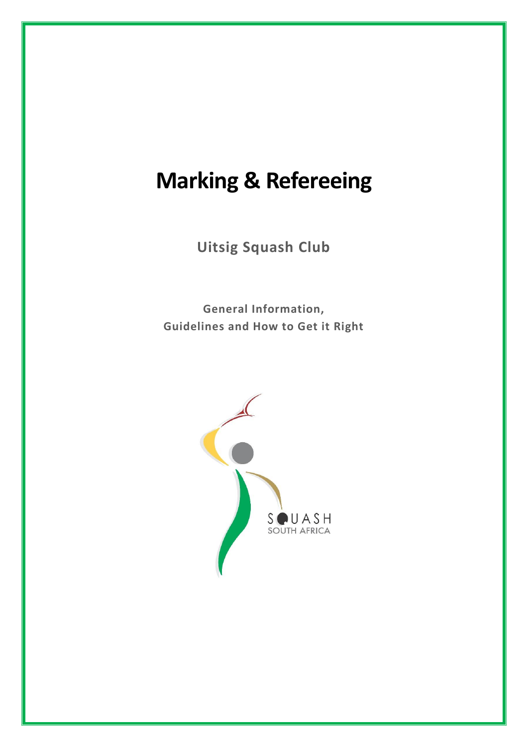# Marking & Refereeing

**Uitsig Squash Club**

**General Information,**
**Guidelines and How to Get it Right**

SQUASH
SOUTH AFRICA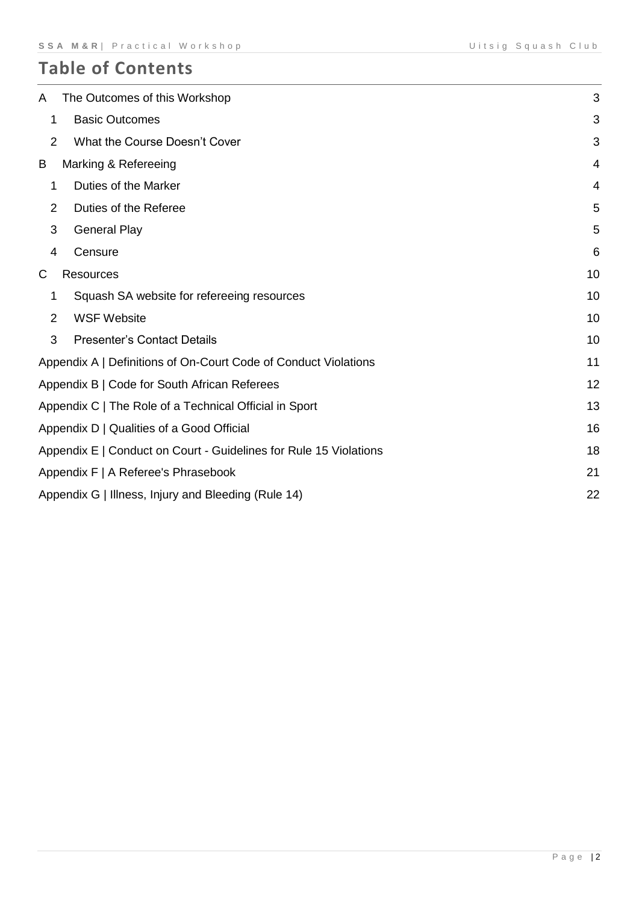# Table of Contents

| | | |
|---|---|---|
| A | The Outcomes of this Workshop | 3 |
| 1 | Basic Outcomes | 3 |
| 2 | What the Course Doesn't Cover | 3 |
| B | Marking & Refereeing | 4 |
| 1 | Duties of the Marker | 4 |
| 2 | Duties of the Referee | 5 |
| 3 | General Play | 5 |
| 4 | Censure | 6 |
| C | Resources | 10 |
| 1 | Squash SA website for refereeing resources | 10 |
| 2 | WSF Website | 10 |
| 3 | Presenter's Contact Details | 10 |
| Appendix A \| Definitions of On-Court Code of Conduct Violations | | 11 |
| Appendix B \| Code for South African Referees | | 12 |
| Appendix C \| The Role of a Technical Official in Sport | | 13 |
| Appendix D \| Qualities of a Good Official | | 16 |
| Appendix E \| Conduct on Court - Guidelines for Rule 15 Violations | | 18 |
| Appendix F \| A Referee's Phrasebook | | 21 |
| Appendix G \| Illness, Injury and Bleeding (Rule 14) | | 22 |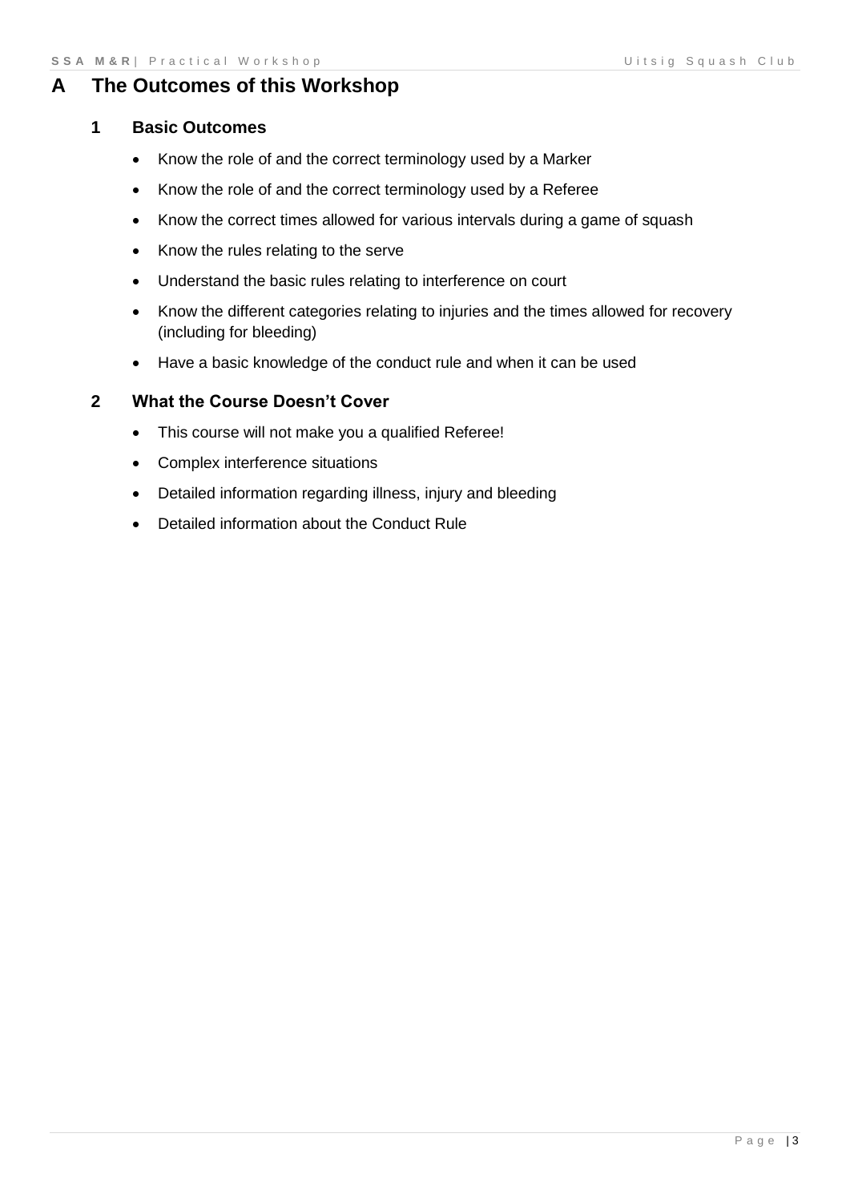# A The Outcomes of this Workshop

## 1 Basic Outcomes

- Know the role of and the correct terminology used by a Marker
- Know the role of and the correct terminology used by a Referee
- Know the correct times allowed for various intervals during a game of squash
- Know the rules relating to the serve
- Understand the basic rules relating to interference on court
- Know the different categories relating to injuries and the times allowed for recovery (including for bleeding)
- Have a basic knowledge of the conduct rule and when it can be used

## 2 What the Course Doesn't Cover

- This course will not make you a qualified Referee!
- Complex interference situations
- Detailed information regarding illness, injury and bleeding
- Detailed information about the Conduct Rule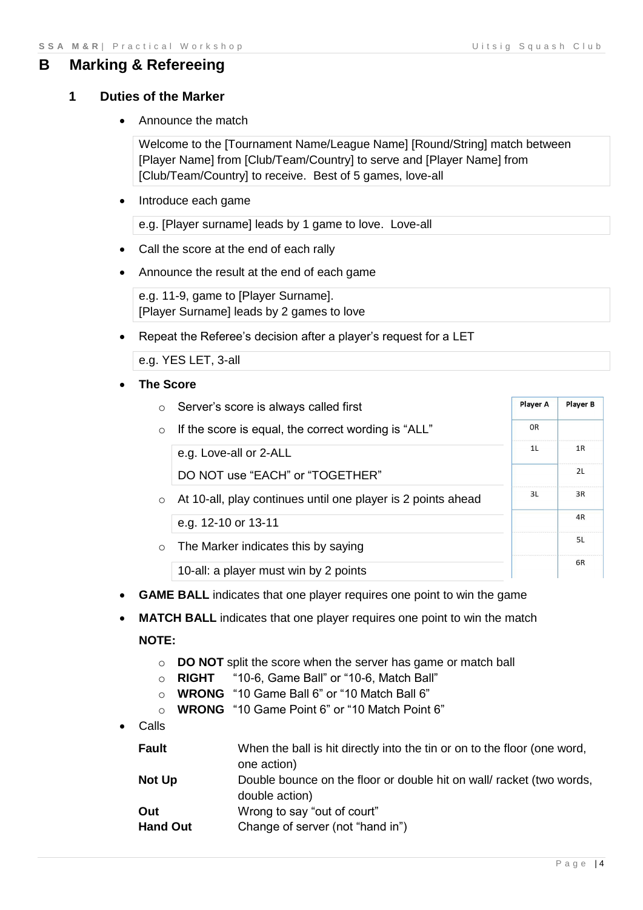# B Marking & Refereeing

## 1 Duties of the Marker

- Announce the match

  Welcome to the [Tournament Name/League Name] [Round/String] match between [Player Name] from [Club/Team/Country] to serve and [Player Name] from [Club/Team/Country] to receive. Best of 5 games, love-all

- Introduce each game

  e.g. [Player surname] leads by 1 game to love. Love-all

- Call the score at the end of each rally
- Announce the result at the end of each game

  e.g. 11-9, game to [Player Surname].
  [Player Surname] leads by 2 games to love

- Repeat the Referee's decision after a player's request for a LET

  e.g. YES LET, 3-all

- **The Score**
  - Server's score is always called first
  - If the score is equal, the correct wording is "ALL"

    e.g. Love-all or 2-ALL

    DO NOT use "EACH" or "TOGETHER"

  - At 10-all, play continues until one player is 2 points ahead

    e.g. 12-10 or 13-11

  - The Marker indicates this by saying

    10-all: a player must win by 2 points

| Player A | Player B |
|---|---|
| 0R | |
| 1L | 1R |
| | 2L |
| 3L | 3R |
| | 4R |
| | 5L |
| | 6R |

- **GAME BALL** indicates that one player requires one point to win the game
- **MATCH BALL** indicates that one player requires one point to win the match

  **NOTE:**
  - **DO NOT** split the score when the server has game or match ball
  - **RIGHT** "10-6, Game Ball" or "10-6, Match Ball"
  - **WRONG** "10 Game Ball 6" or "10 Match Ball 6"
  - **WRONG** "10 Game Point 6" or "10 Match Point 6"

- Calls

| | |
|---|---|
| **Fault** | When the ball is hit directly into the tin or on to the floor (one word, one action) |
| **Not Up** | Double bounce on the floor or double hit on wall/ racket (two words, double action) |
| **Out** | Wrong to say "out of court" |
| **Hand Out** | Change of server (not "hand in") |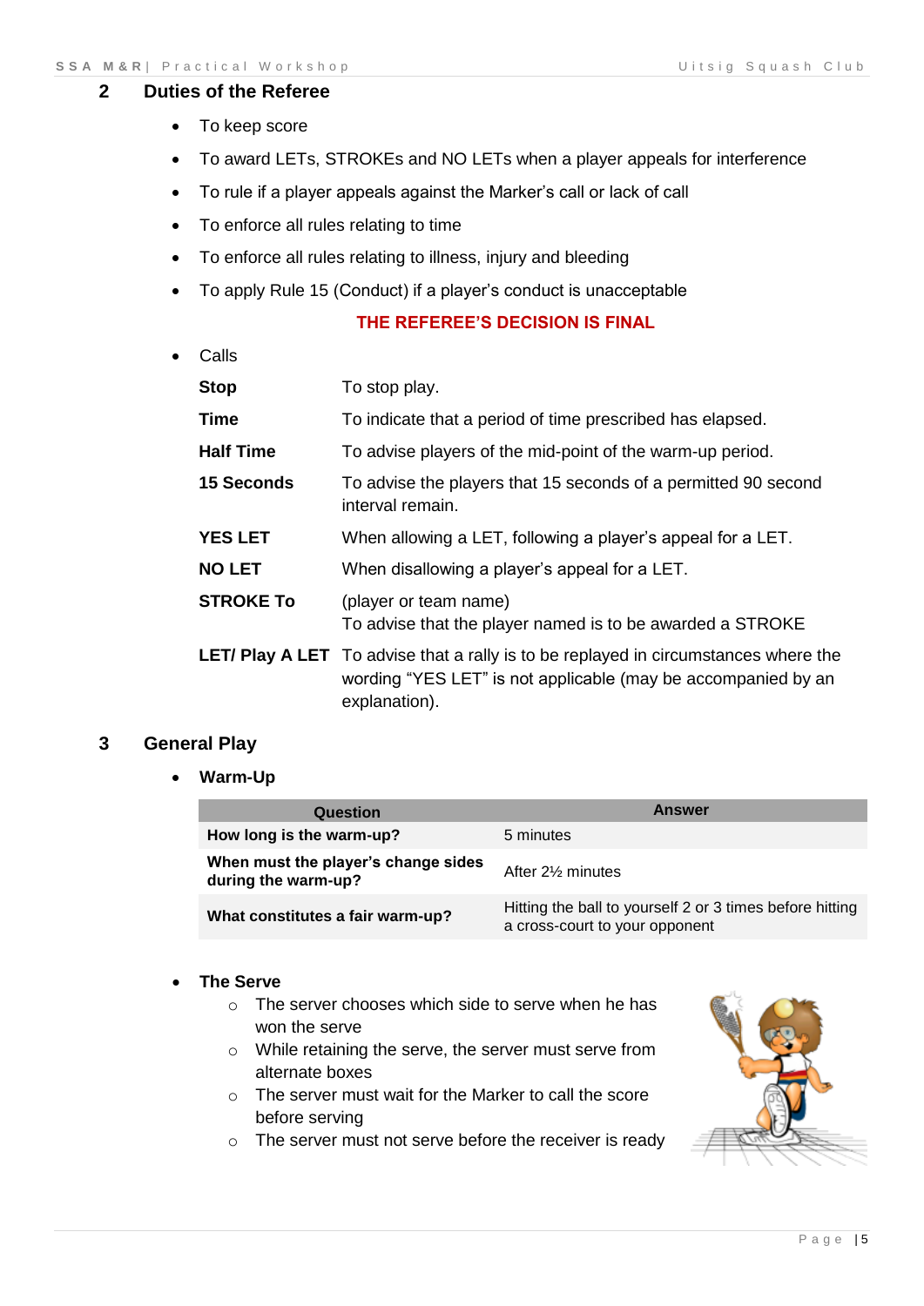## 2 Duties of the Referee

- To keep score
- To award LETs, STROKEs and NO LETs when a player appeals for interference
- To rule if a player appeals against the Marker's call or lack of call
- To enforce all rules relating to time
- To enforce all rules relating to illness, injury and bleeding
- To apply Rule 15 (Conduct) if a player's conduct is unacceptable

**THE REFEREE'S DECISION IS FINAL**

- Calls

| | |
|---|---|
| **Stop** | To stop play. |
| **Time** | To indicate that a period of time prescribed has elapsed. |
| **Half Time** | To advise players of the mid-point of the warm-up period. |
| **15 Seconds** | To advise the players that 15 seconds of a permitted 90 second interval remain. |
| **YES LET** | When allowing a LET, following a player's appeal for a LET. |
| **NO LET** | When disallowing a player's appeal for a LET. |
| **STROKE To** | (player or team name) To advise that the player named is to be awarded a STROKE |
| **LET/ Play A LET** | To advise that a rally is to be replayed in circumstances where the wording "YES LET" is not applicable (may be accompanied by an explanation). |

## 3 General Play

- **Warm-Up**

| Question | Answer |
|---|---|
| **How long is the warm-up?** | 5 minutes |
| **When must the player's change sides during the warm-up?** | After 2½ minutes |
| **What constitutes a fair warm-up?** | Hitting the ball to yourself 2 or 3 times before hitting a cross-court to your opponent |

- **The Serve**
  - The server chooses which side to serve when he has won the serve
  - While retaining the serve, the server must serve from alternate boxes
  - The server must wait for the Marker to call the score before serving
  - The server must not serve before the receiver is ready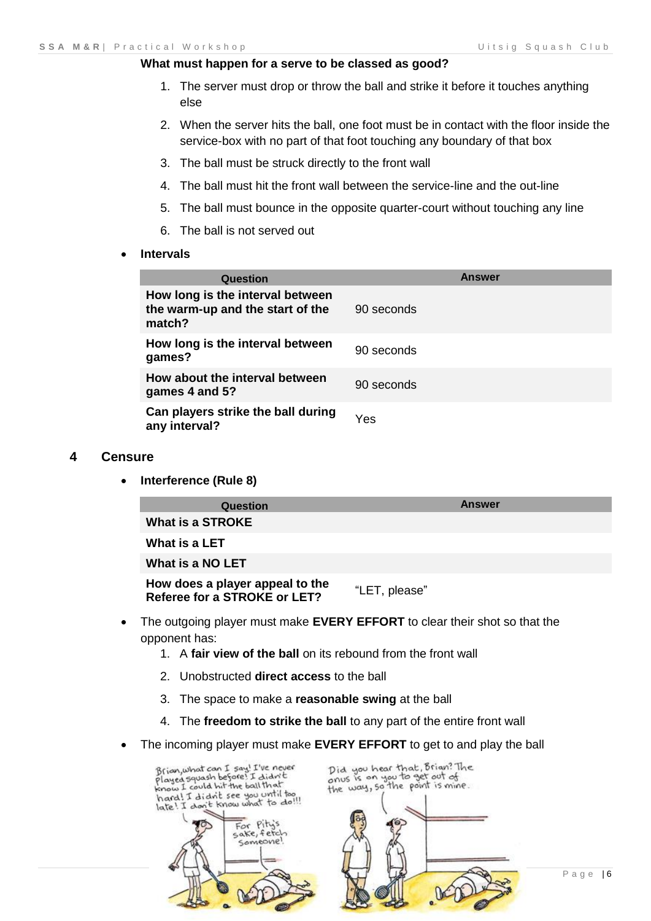**What must happen for a serve to be classed as good?**

1. The server must drop or throw the ball and strike it before it touches anything else
2. When the server hits the ball, one foot must be in contact with the floor inside the service-box with no part of that foot touching any boundary of that box
3. The ball must be struck directly to the front wall
4. The ball must hit the front wall between the service-line and the out-line
5. The ball must bounce in the opposite quarter-court without touching any line
6. The ball is not served out

- **Intervals**

| Question | Answer |
|---|---|
| **How long is the interval between the warm-up and the start of the match?** | 90 seconds |
| **How long is the interval between games?** | 90 seconds |
| **How about the interval between games 4 and 5?** | 90 seconds |
| **Can players strike the ball during any interval?** | Yes |

## 4 Censure

- **Interference (Rule 8)**

| Question | Answer |
|---|---|
| **What is a STROKE** | |
| **What is a LET** | |
| **What is a NO LET** | |
| **How does a player appeal to the Referee for a STROKE or LET?** | "LET, please" |

- The outgoing player must make **EVERY EFFORT** to clear their shot so that the opponent has:
  1. A **fair view of the ball** on its rebound from the front wall
  2. Unobstructed **direct access** to the ball
  3. The space to make a **reasonable swing** at the ball
  4. The **freedom to strike the ball** to any part of the entire front wall
- The incoming player must make **EVERY EFFORT** to get to and play the ball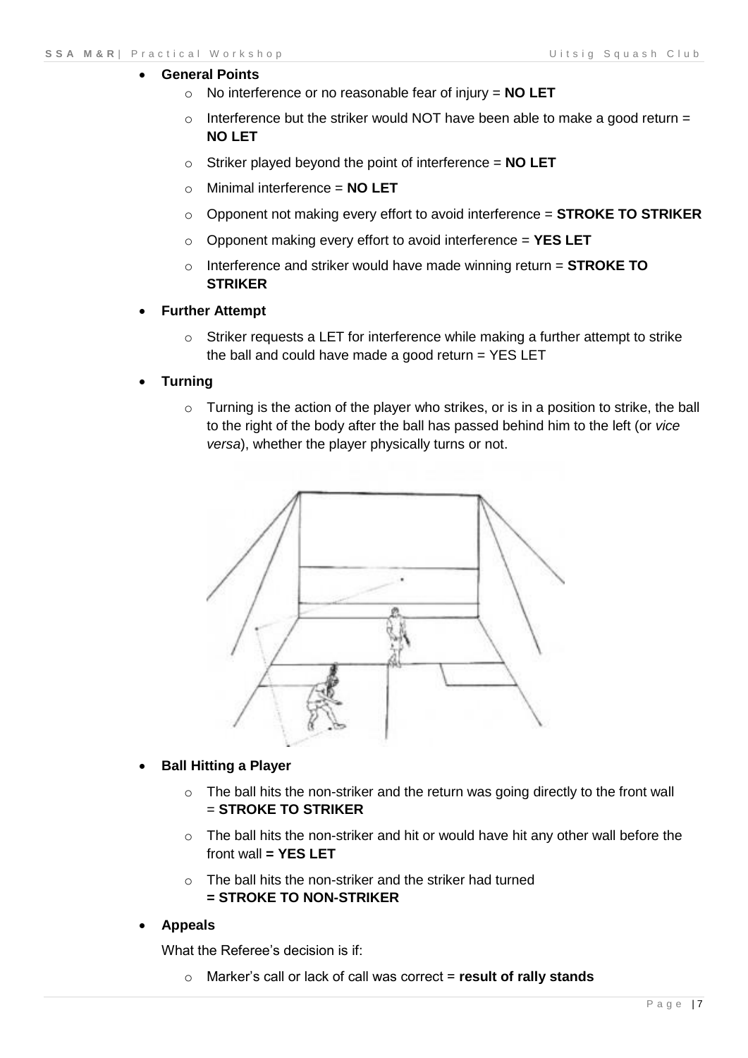- **General Points**
  - No interference or no reasonable fear of injury = **NO LET**
  - Interference but the striker would NOT have been able to make a good return = **NO LET**
  - Striker played beyond the point of interference = **NO LET**
  - Minimal interference = **NO LET**
  - Opponent not making every effort to avoid interference = **STROKE TO STRIKER**
  - Opponent making every effort to avoid interference = **YES LET**
  - Interference and striker would have made winning return = **STROKE TO STRIKER**

- **Further Attempt**
  - Striker requests a LET for interference while making a further attempt to strike the ball and could have made a good return = YES LET

- **Turning**
  - Turning is the action of the player who strikes, or is in a position to strike, the ball to the right of the body after the ball has passed behind him to the left (or *vice versa*), whether the player physically turns or not.

- **Ball Hitting a Player**
  - The ball hits the non-striker and the return was going directly to the front wall = **STROKE TO STRIKER**
  - The ball hits the non-striker and hit or would have hit any other wall before the front wall **= YES LET**
  - The ball hits the non-striker and the striker had turned **= STROKE TO NON-STRIKER**

- **Appeals**

  What the Referee's decision is if:

  - Marker's call or lack of call was correct = **result of rally stands**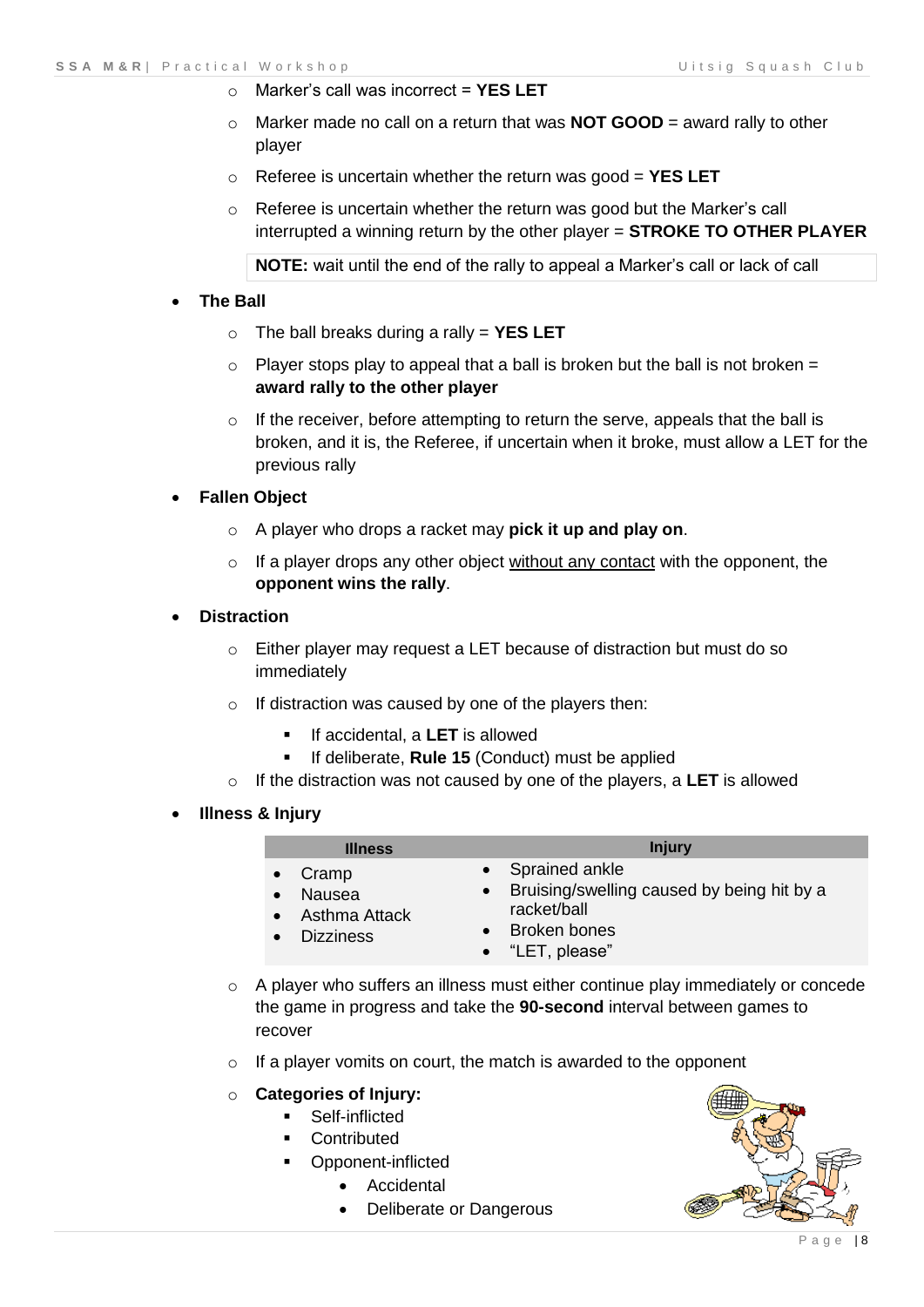- Marker's call was incorrect = **YES LET**
- Marker made no call on a return that was **NOT GOOD** = award rally to other player
- Referee is uncertain whether the return was good = **YES LET**
- Referee is uncertain whether the return was good but the Marker's call interrupted a winning return by the other player = **STROKE TO OTHER PLAYER**

**NOTE:** wait until the end of the rally to appeal a Marker's call or lack of call

- **The Ball**
  - The ball breaks during a rally = **YES LET**
  - Player stops play to appeal that a ball is broken but the ball is not broken = **award rally to the other player**
  - If the receiver, before attempting to return the serve, appeals that the ball is broken, and it is, the Referee, if uncertain when it broke, must allow a LET for the previous rally
- **Fallen Object**
  - A player who drops a racket may **pick it up and play on**.
  - If a player drops any other object without any contact with the opponent, the **opponent wins the rally**.
- **Distraction**
  - Either player may request a LET because of distraction but must do so immediately
  - If distraction was caused by one of the players then:
    - If accidental, a **LET** is allowed
    - If deliberate, **Rule 15** (Conduct) must be applied
  - If the distraction was not caused by one of the players, a **LET** is allowed
- **Illness & Injury**

| Illness | Injury |
| --- | --- |
| • Cramp<br>• Nausea<br>• Asthma Attack<br>• Dizziness | • Sprained ankle<br>• Bruising/swelling caused by being hit by a racket/ball<br>• Broken bones<br>• "LET, please" |

  - A player who suffers an illness must either continue play immediately or concede the game in progress and take the **90-second** interval between games to recover
  - If a player vomits on court, the match is awarded to the opponent
  - **Categories of Injury:**
    - Self-inflicted
    - Contributed
    - Opponent-inflicted
      - Accidental
      - Deliberate or Dangerous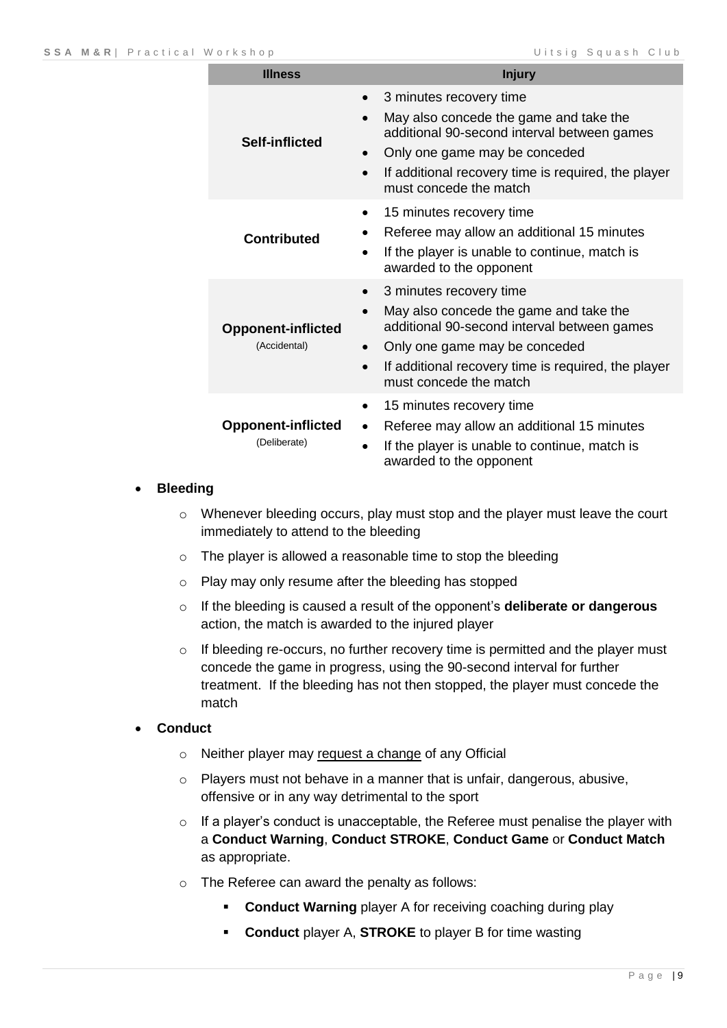| Illness | Injury |
| --- | --- |
| **Self-inflicted** | • 3 minutes recovery time<br>• May also concede the game and take the additional 90-second interval between games<br>• Only one game may be conceded<br>• If additional recovery time is required, the player must concede the match |
| **Contributed** | • 15 minutes recovery time<br>• Referee may allow an additional 15 minutes<br>• If the player is unable to continue, match is awarded to the opponent |
| **Opponent-inflicted** (Accidental) | • 3 minutes recovery time<br>• May also concede the game and take the additional 90-second interval between games<br>• Only one game may be conceded<br>• If additional recovery time is required, the player must concede the match |
| **Opponent-inflicted** (Deliberate) | • 15 minutes recovery time<br>• Referee may allow an additional 15 minutes<br>• If the player is unable to continue, match is awarded to the opponent |

- **Bleeding**
  - Whenever bleeding occurs, play must stop and the player must leave the court immediately to attend to the bleeding
  - The player is allowed a reasonable time to stop the bleeding
  - Play may only resume after the bleeding has stopped
  - If the bleeding is caused a result of the opponent's **deliberate or dangerous** action, the match is awarded to the injured player
  - If bleeding re-occurs, no further recovery time is permitted and the player must concede the game in progress, using the 90-second interval for further treatment. If the bleeding has not then stopped, the player must concede the match
- **Conduct**
  - Neither player may request a change of any Official
  - Players must not behave in a manner that is unfair, dangerous, abusive, offensive or in any way detrimental to the sport
  - If a player's conduct is unacceptable, the Referee must penalise the player with a **Conduct Warning**, **Conduct STROKE**, **Conduct Game** or **Conduct Match** as appropriate.
  - The Referee can award the penalty as follows:
    - **Conduct Warning** player A for receiving coaching during play
    - **Conduct** player A, **STROKE** to player B for time wasting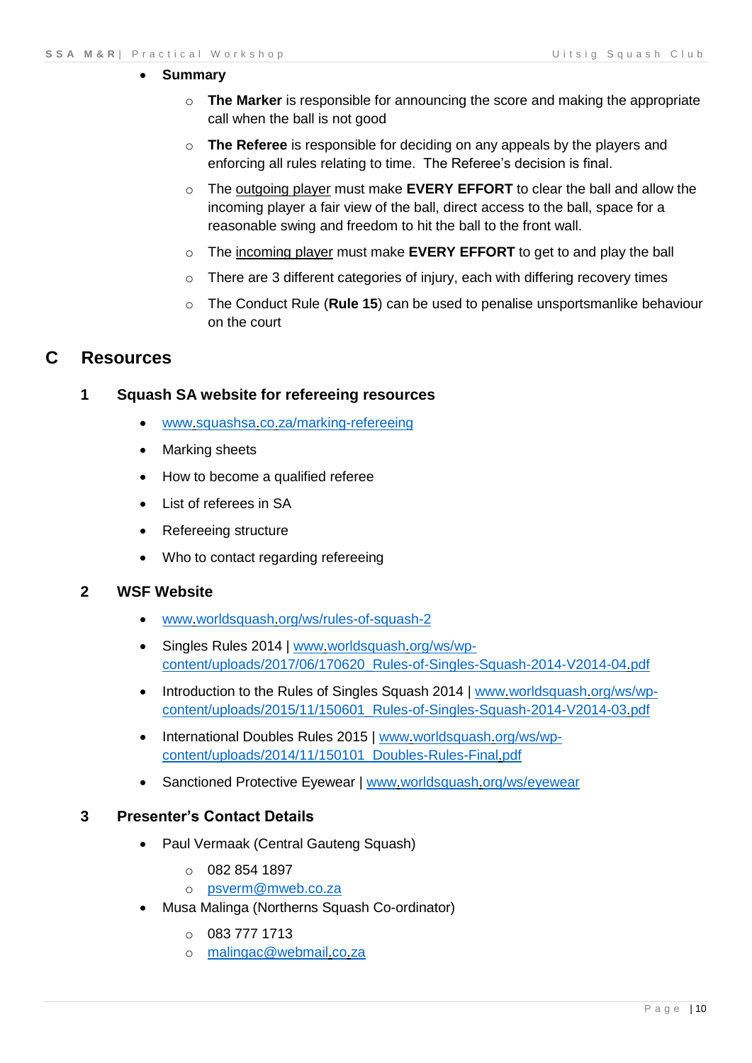- **Summary**
  - **The Marker** is responsible for announcing the score and making the appropriate call when the ball is not good
  - **The Referee** is responsible for deciding on any appeals by the players and enforcing all rules relating to time. The Referee's decision is final.
  - The outgoing player must make **EVERY EFFORT** to clear the ball and allow the incoming player a fair view of the ball, direct access to the ball, space for a reasonable swing and freedom to hit the ball to the front wall.
  - The incoming player must make **EVERY EFFORT** to get to and play the ball
  - There are 3 different categories of injury, each with differing recovery times
  - The Conduct Rule (**Rule 15**) can be used to penalise unsportsmanlike behaviour on the court

# C Resources

## 1 Squash SA website for refereeing resources

- www.squashsa.co.za/marking-refereeing
- Marking sheets
- How to become a qualified referee
- List of referees in SA
- Refereeing structure
- Who to contact regarding refereeing

## 2 WSF Website

- www.worldsquash.org/ws/rules-of-squash-2
- Singles Rules 2014 | www.worldsquash.org/ws/wp-content/uploads/2017/06/170620_Rules-of-Singles-Squash-2014-V2014-04.pdf
- Introduction to the Rules of Singles Squash 2014 | www.worldsquash.org/ws/wp-content/uploads/2015/11/150601_Rules-of-Singles-Squash-2014-V2014-03.pdf
- International Doubles Rules 2015 | www.worldsquash.org/ws/wp-content/uploads/2014/11/150101_Doubles-Rules-Final.pdf
- Sanctioned Protective Eyewear | www.worldsquash.org/ws/eyewear

## 3 Presenter's Contact Details

- Paul Vermaak (Central Gauteng Squash)
  - 082 854 1897
  - psverm@mweb.co.za
- Musa Malinga (Northerns Squash Co-ordinator)
  - 083 777 1713
  - malingac@webmail.co.za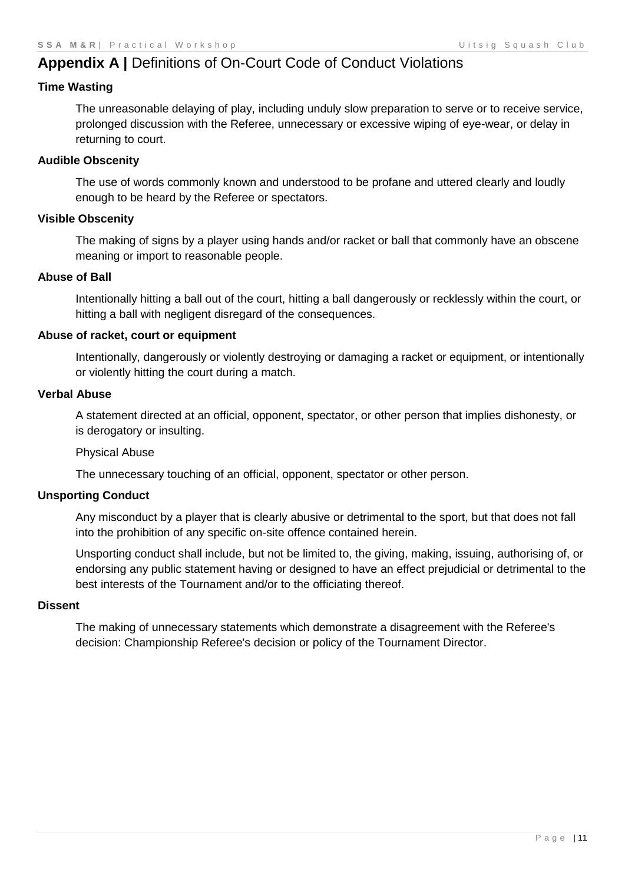## **Appendix A |** Definitions of On-Court Code of Conduct Violations

**Time Wasting**

The unreasonable delaying of play, including unduly slow preparation to serve or to receive service, prolonged discussion with the Referee, unnecessary or excessive wiping of eye-wear, or delay in returning to court.

**Audible Obscenity**

The use of words commonly known and understood to be profane and uttered clearly and loudly enough to be heard by the Referee or spectators.

**Visible Obscenity**

The making of signs by a player using hands and/or racket or ball that commonly have an obscene meaning or import to reasonable people.

**Abuse of Ball**

Intentionally hitting a ball out of the court, hitting a ball dangerously or recklessly within the court, or hitting a ball with negligent disregard of the consequences.

**Abuse of racket, court or equipment**

Intentionally, dangerously or violently destroying or damaging a racket or equipment, or intentionally or violently hitting the court during a match.

**Verbal Abuse**

A statement directed at an official, opponent, spectator, or other person that implies dishonesty, or is derogatory or insulting.

Physical Abuse

The unnecessary touching of an official, opponent, spectator or other person.

**Unsporting Conduct**

Any misconduct by a player that is clearly abusive or detrimental to the sport, but that does not fall into the prohibition of any specific on-site offence contained herein.

Unsporting conduct shall include, but not be limited to, the giving, making, issuing, authorising of, or endorsing any public statement having or designed to have an effect prejudicial or detrimental to the best interests of the Tournament and/or to the officiating thereof.

**Dissent**

The making of unnecessary statements which demonstrate a disagreement with the Referee's decision: Championship Referee's decision or policy of the Tournament Director.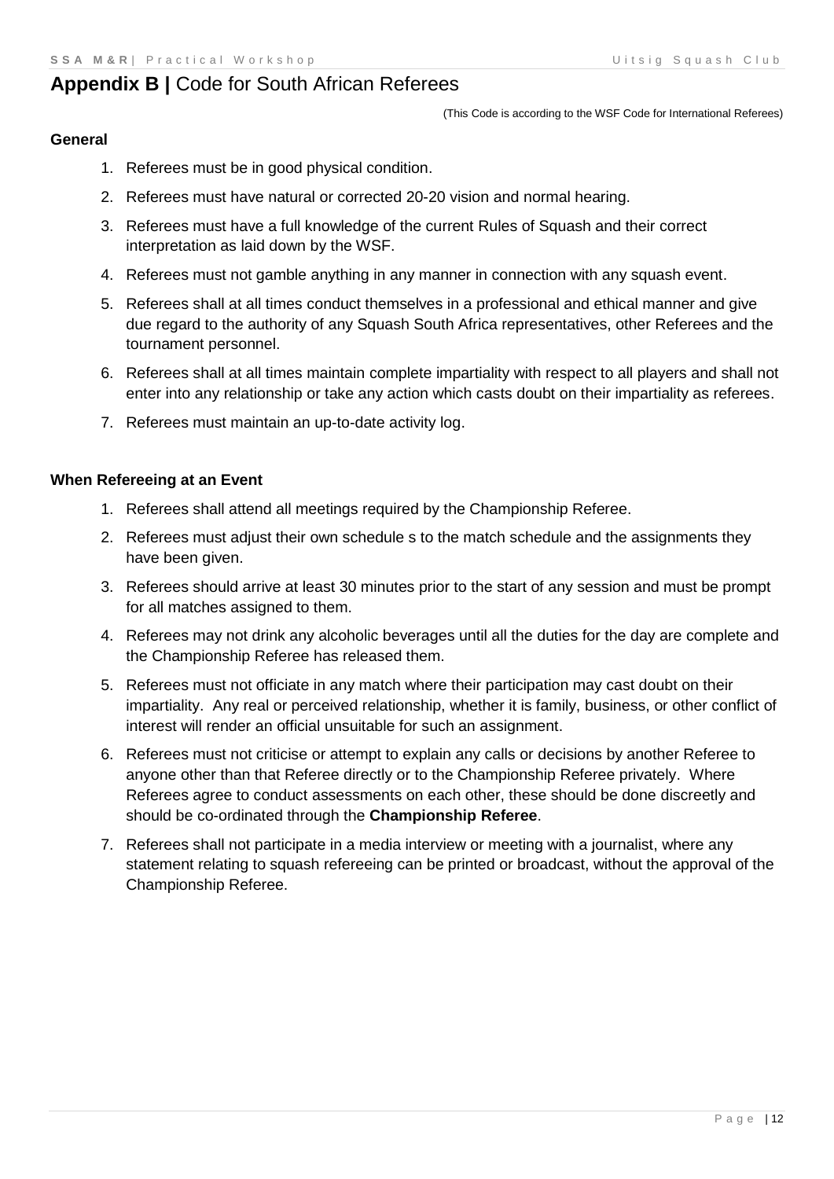## **Appendix B |** Code for South African Referees

(This Code is according to the WSF Code for International Referees)

**General**

1. Referees must be in good physical condition.
2. Referees must have natural or corrected 20-20 vision and normal hearing.
3. Referees must have a full knowledge of the current Rules of Squash and their correct interpretation as laid down by the WSF.
4. Referees must not gamble anything in any manner in connection with any squash event.
5. Referees shall at all times conduct themselves in a professional and ethical manner and give due regard to the authority of any Squash South Africa representatives, other Referees and the tournament personnel.
6. Referees shall at all times maintain complete impartiality with respect to all players and shall not enter into any relationship or take any action which casts doubt on their impartiality as referees.
7. Referees must maintain an up-to-date activity log.

**When Refereeing at an Event**

1. Referees shall attend all meetings required by the Championship Referee.
2. Referees must adjust their own schedule s to the match schedule and the assignments they have been given.
3. Referees should arrive at least 30 minutes prior to the start of any session and must be prompt for all matches assigned to them.
4. Referees may not drink any alcoholic beverages until all the duties for the day are complete and the Championship Referee has released them.
5. Referees must not officiate in any match where their participation may cast doubt on their impartiality. Any real or perceived relationship, whether it is family, business, or other conflict of interest will render an official unsuitable for such an assignment.
6. Referees must not criticise or attempt to explain any calls or decisions by another Referee to anyone other than that Referee directly or to the Championship Referee privately. Where Referees agree to conduct assessments on each other, these should be done discreetly and should be co-ordinated through the **Championship Referee**.
7. Referees shall not participate in a media interview or meeting with a journalist, where any statement relating to squash refereeing can be printed or broadcast, without the approval of the Championship Referee.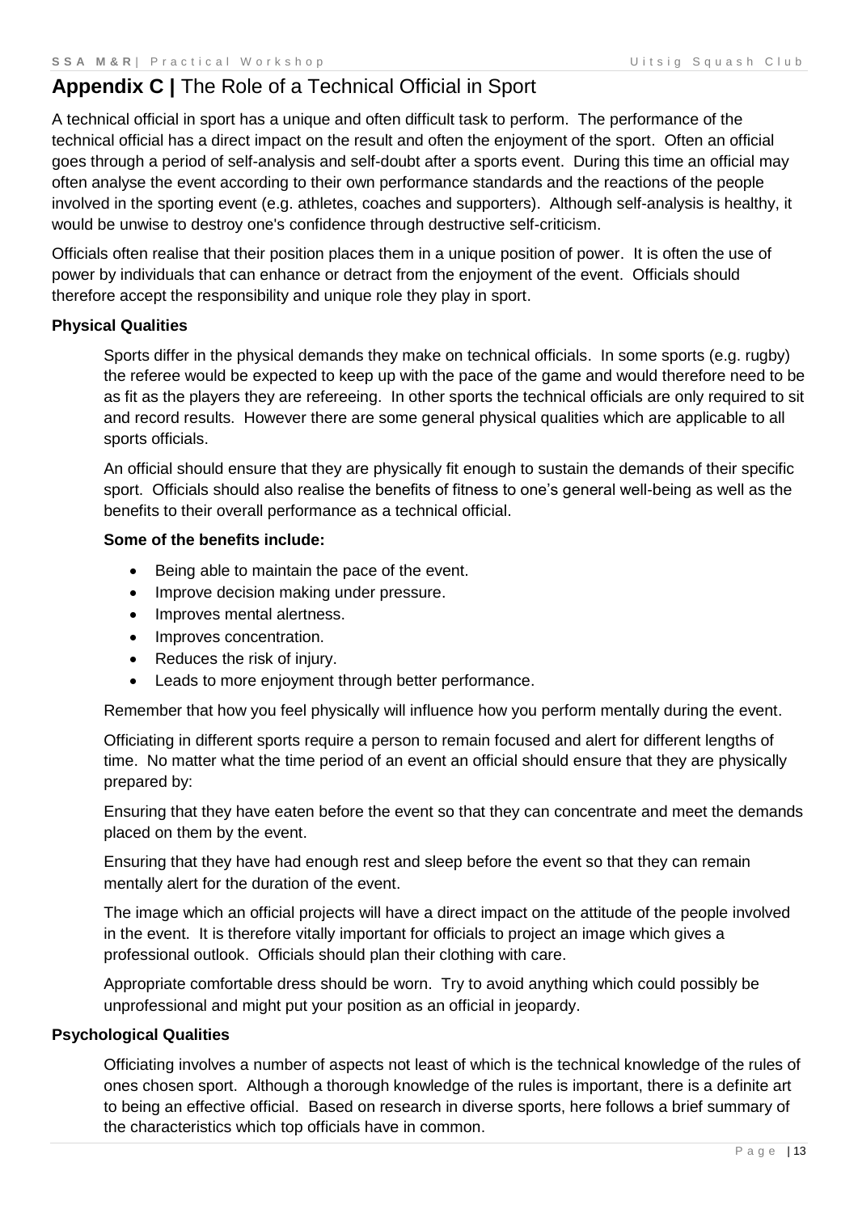## Appendix C | The Role of a Technical Official in Sport

A technical official in sport has a unique and often difficult task to perform. The performance of the technical official has a direct impact on the result and often the enjoyment of the sport. Often an official goes through a period of self-analysis and self-doubt after a sports event. During this time an official may often analyse the event according to their own performance standards and the reactions of the people involved in the sporting event (e.g. athletes, coaches and supporters). Although self-analysis is healthy, it would be unwise to destroy one's confidence through destructive self-criticism.

Officials often realise that their position places them in a unique position of power. It is often the use of power by individuals that can enhance or detract from the enjoyment of the event. Officials should therefore accept the responsibility and unique role they play in sport.

**Physical Qualities**

Sports differ in the physical demands they make on technical officials. In some sports (e.g. rugby) the referee would be expected to keep up with the pace of the game and would therefore need to be as fit as the players they are refereeing. In other sports the technical officials are only required to sit and record results. However there are some general physical qualities which are applicable to all sports officials.

An official should ensure that they are physically fit enough to sustain the demands of their specific sport. Officials should also realise the benefits of fitness to one's general well-being as well as the benefits to their overall performance as a technical official.

**Some of the benefits include:**

- Being able to maintain the pace of the event.
- Improve decision making under pressure.
- Improves mental alertness.
- Improves concentration.
- Reduces the risk of injury.
- Leads to more enjoyment through better performance.

Remember that how you feel physically will influence how you perform mentally during the event.

Officiating in different sports require a person to remain focused and alert for different lengths of time. No matter what the time period of an event an official should ensure that they are physically prepared by:

Ensuring that they have eaten before the event so that they can concentrate and meet the demands placed on them by the event.

Ensuring that they have had enough rest and sleep before the event so that they can remain mentally alert for the duration of the event.

The image which an official projects will have a direct impact on the attitude of the people involved in the event. It is therefore vitally important for officials to project an image which gives a professional outlook. Officials should plan their clothing with care.

Appropriate comfortable dress should be worn. Try to avoid anything which could possibly be unprofessional and might put your position as an official in jeopardy.

**Psychological Qualities**

Officiating involves a number of aspects not least of which is the technical knowledge of the rules of ones chosen sport. Although a thorough knowledge of the rules is important, there is a definite art to being an effective official. Based on research in diverse sports, here follows a brief summary of the characteristics which top officials have in common.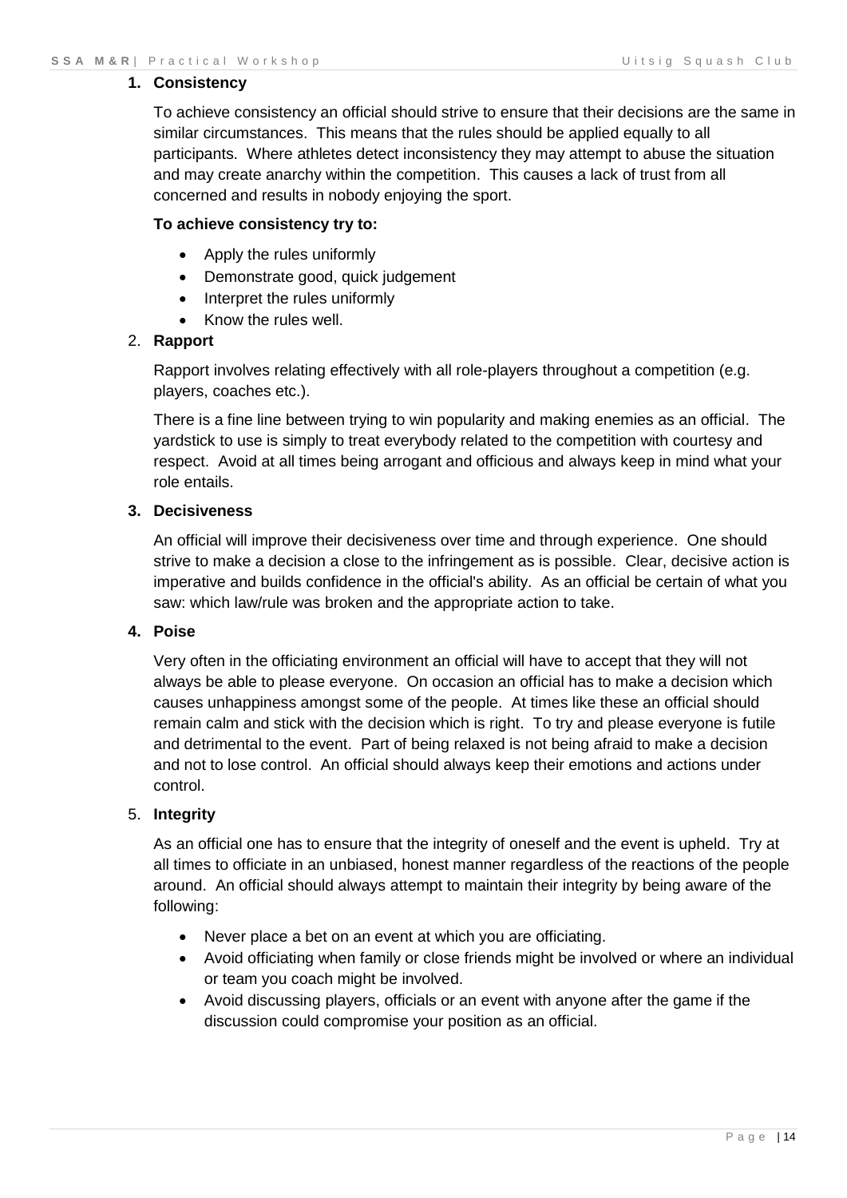1. **Consistency**

   To achieve consistency an official should strive to ensure that their decisions are the same in similar circumstances. This means that the rules should be applied equally to all participants. Where athletes detect inconsistency they may attempt to abuse the situation and may create anarchy within the competition. This causes a lack of trust from all concerned and results in nobody enjoying the sport.

   **To achieve consistency try to:**

   - Apply the rules uniformly
   - Demonstrate good, quick judgement
   - Interpret the rules uniformly
   - Know the rules well.

2. **Rapport**

   Rapport involves relating effectively with all role-players throughout a competition (e.g. players, coaches etc.).

   There is a fine line between trying to win popularity and making enemies as an official. The yardstick to use is simply to treat everybody related to the competition with courtesy and respect. Avoid at all times being arrogant and officious and always keep in mind what your role entails.

3. **Decisiveness**

   An official will improve their decisiveness over time and through experience. One should strive to make a decision a close to the infringement as is possible. Clear, decisive action is imperative and builds confidence in the official's ability. As an official be certain of what you saw: which law/rule was broken and the appropriate action to take.

4. **Poise**

   Very often in the officiating environment an official will have to accept that they will not always be able to please everyone. On occasion an official has to make a decision which causes unhappiness amongst some of the people. At times like these an official should remain calm and stick with the decision which is right. To try and please everyone is futile and detrimental to the event. Part of being relaxed is not being afraid to make a decision and not to lose control. An official should always keep their emotions and actions under control.

5. **Integrity**

   As an official one has to ensure that the integrity of oneself and the event is upheld. Try at all times to officiate in an unbiased, honest manner regardless of the reactions of the people around. An official should always attempt to maintain their integrity by being aware of the following:

   - Never place a bet on an event at which you are officiating.
   - Avoid officiating when family or close friends might be involved or where an individual or team you coach might be involved.
   - Avoid discussing players, officials or an event with anyone after the game if the discussion could compromise your position as an official.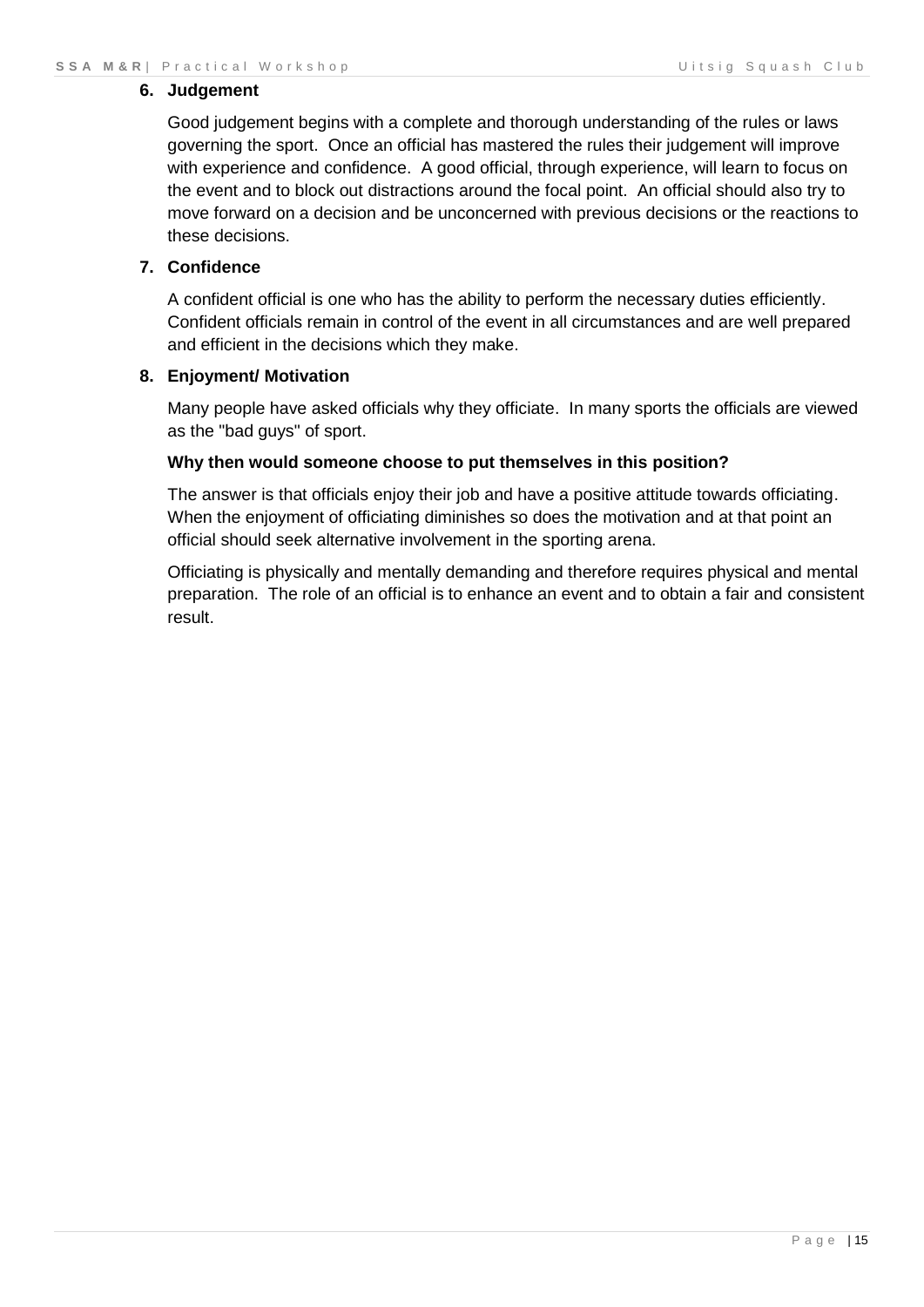**6. Judgement**

Good judgement begins with a complete and thorough understanding of the rules or laws governing the sport. Once an official has mastered the rules their judgement will improve with experience and confidence. A good official, through experience, will learn to focus on the event and to block out distractions around the focal point. An official should also try to move forward on a decision and be unconcerned with previous decisions or the reactions to these decisions.

**7. Confidence**

A confident official is one who has the ability to perform the necessary duties efficiently. Confident officials remain in control of the event in all circumstances and are well prepared and efficient in the decisions which they make.

**8. Enjoyment/ Motivation**

Many people have asked officials why they officiate. In many sports the officials are viewed as the "bad guys" of sport.

**Why then would someone choose to put themselves in this position?**

The answer is that officials enjoy their job and have a positive attitude towards officiating. When the enjoyment of officiating diminishes so does the motivation and at that point an official should seek alternative involvement in the sporting arena.

Officiating is physically and mentally demanding and therefore requires physical and mental preparation. The role of an official is to enhance an event and to obtain a fair and consistent result.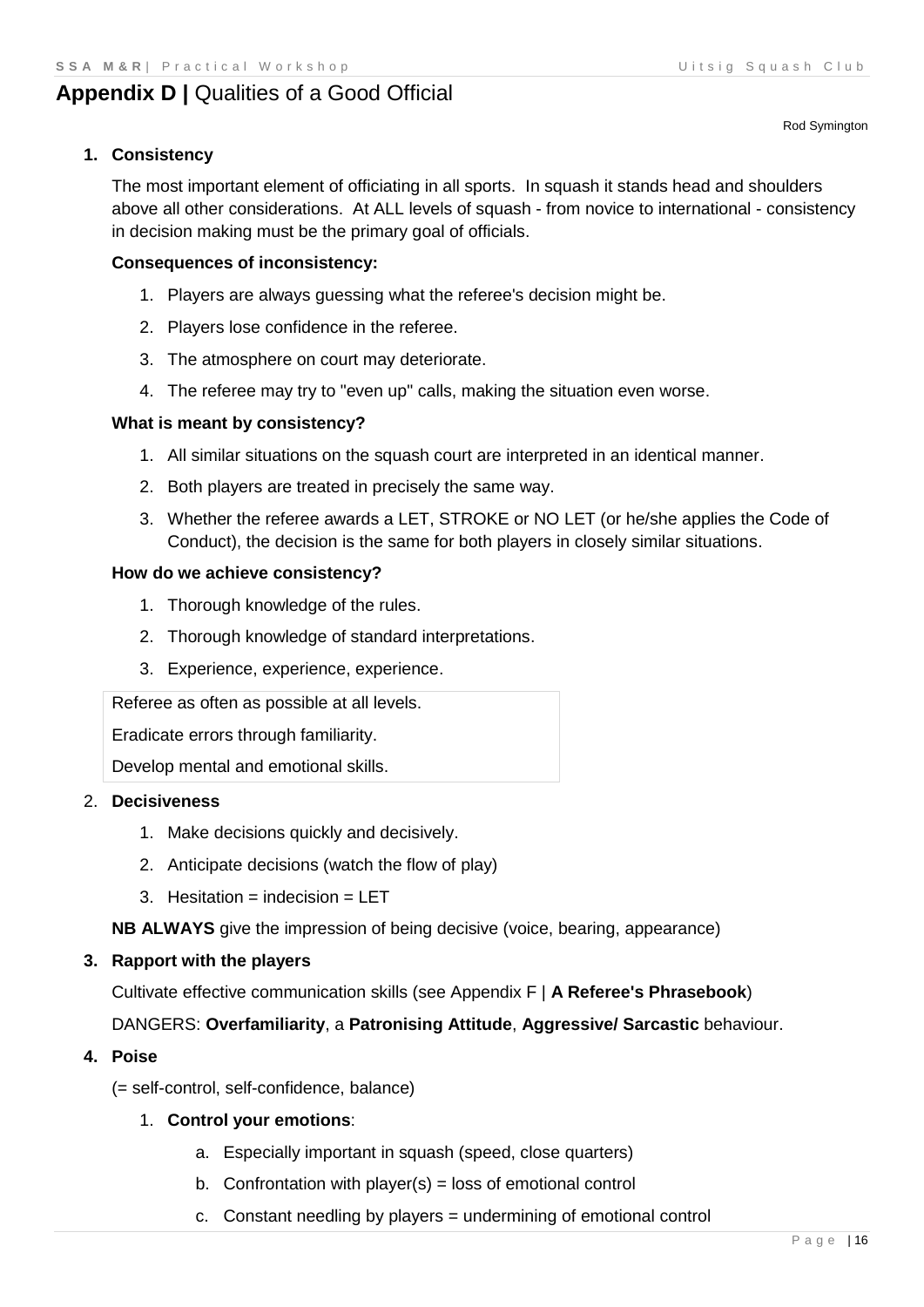# Appendix D | Qualities of a Good Official

Rod Symington

1. **Consistency**

   The most important element of officiating in all sports. In squash it stands head and shoulders above all other considerations. At ALL levels of squash - from novice to international - consistency in decision making must be the primary goal of officials.

   **Consequences of inconsistency:**

   1. Players are always guessing what the referee's decision might be.
   2. Players lose confidence in the referee.
   3. The atmosphere on court may deteriorate.
   4. The referee may try to "even up" calls, making the situation even worse.

   **What is meant by consistency?**

   1. All similar situations on the squash court are interpreted in an identical manner.
   2. Both players are treated in precisely the same way.
   3. Whether the referee awards a LET, STROKE or NO LET (or he/she applies the Code of Conduct), the decision is the same for both players in closely similar situations.

   **How do we achieve consistency?**

   1. Thorough knowledge of the rules.
   2. Thorough knowledge of standard interpretations.
   3. Experience, experience, experience.

   | Referee as often as possible at all levels. |
   |---|
   | Eradicate errors through familiarity. |
   | Develop mental and emotional skills. |

2. **Decisiveness**

   1. Make decisions quickly and decisively.
   2. Anticipate decisions (watch the flow of play)
   3. Hesitation = indecision = LET

   **NB ALWAYS** give the impression of being decisive (voice, bearing, appearance)

3. **Rapport with the players**

   Cultivate effective communication skills (see Appendix F | **A Referee's Phrasebook**)

   DANGERS: **Overfamiliarity**, a **Patronising Attitude**, **Aggressive/ Sarcastic** behaviour.

4. **Poise**

   (= self-control, self-confidence, balance)

   1. **Control your emotions**:
      a. Especially important in squash (speed, close quarters)
      b. Confrontation with player(s) = loss of emotional control
      c. Constant needling by players = undermining of emotional control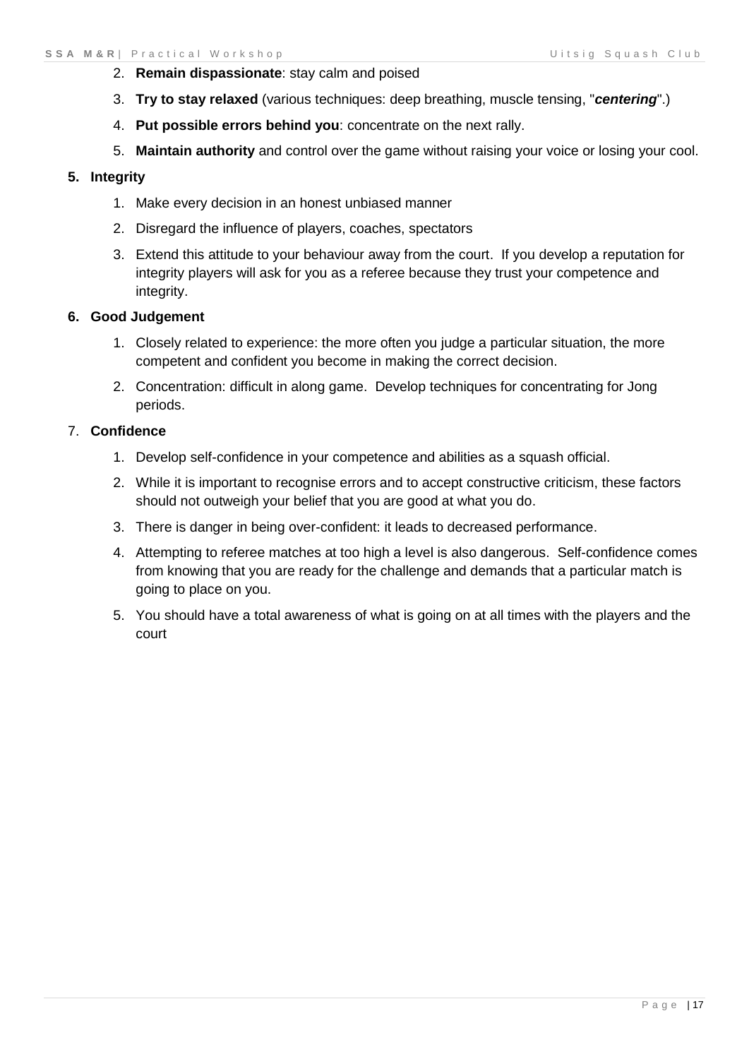2. **Remain dispassionate**: stay calm and poised
3. **Try to stay relaxed** (various techniques: deep breathing, muscle tensing, "***centering***".)
4. **Put possible errors behind you**: concentrate on the next rally.
5. **Maintain authority** and control over the game without raising your voice or losing your cool.

5. **Integrity**
    1. Make every decision in an honest unbiased manner
    2. Disregard the influence of players, coaches, spectators
    3. Extend this attitude to your behaviour away from the court. If you develop a reputation for integrity players will ask for you as a referee because they trust your competence and integrity.

6. **Good Judgement**
    1. Closely related to experience: the more often you judge a particular situation, the more competent and confident you become in making the correct decision.
    2. Concentration: difficult in along game. Develop techniques for concentrating for Jong periods.

7. **Confidence**
    1. Develop self-confidence in your competence and abilities as a squash official.
    2. While it is important to recognise errors and to accept constructive criticism, these factors should not outweigh your belief that you are good at what you do.
    3. There is danger in being over-confident: it leads to decreased performance.
    4. Attempting to referee matches at too high a level is also dangerous. Self-confidence comes from knowing that you are ready for the challenge and demands that a particular match is going to place on you.
    5. You should have a total awareness of what is going on at all times with the players and the court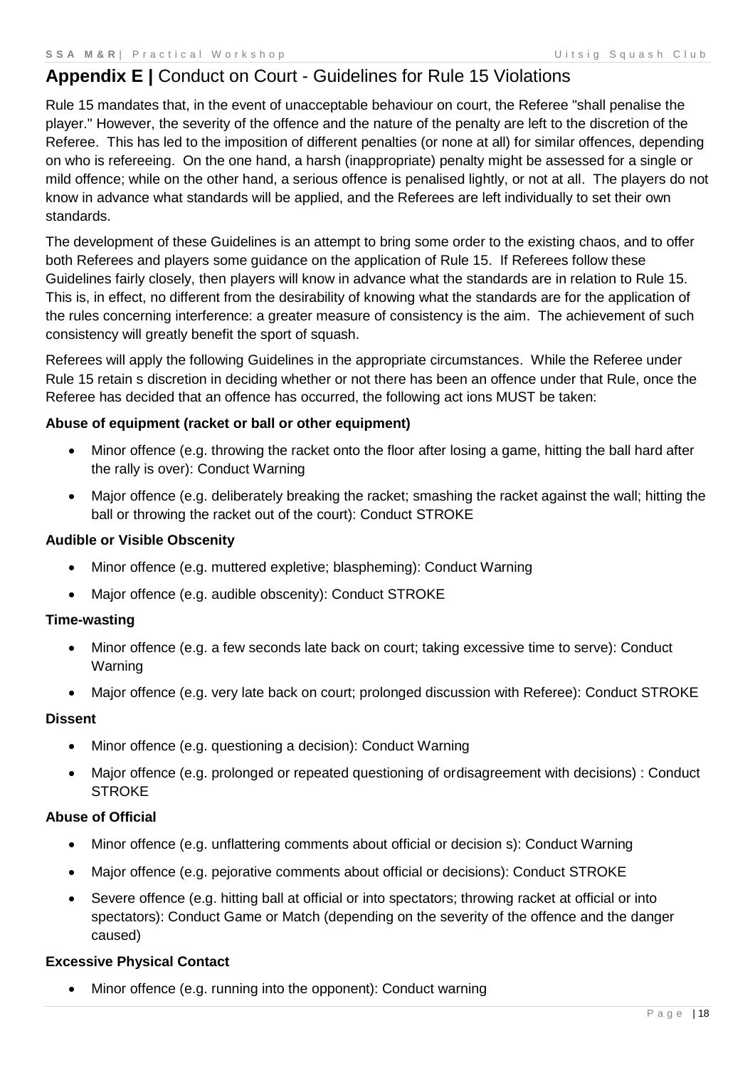## Appendix E | Conduct on Court - Guidelines for Rule 15 Violations

Rule 15 mandates that, in the event of unacceptable behaviour on court, the Referee "shall penalise the player." However, the severity of the offence and the nature of the penalty are left to the discretion of the Referee. This has led to the imposition of different penalties (or none at all) for similar offences, depending on who is refereeing. On the one hand, a harsh (inappropriate) penalty might be assessed for a single or mild offence; while on the other hand, a serious offence is penalised lightly, or not at all. The players do not know in advance what standards will be applied, and the Referees are left individually to set their own standards.

The development of these Guidelines is an attempt to bring some order to the existing chaos, and to offer both Referees and players some guidance on the application of Rule 15. If Referees follow these Guidelines fairly closely, then players will know in advance what the standards are in relation to Rule 15. This is, in effect, no different from the desirability of knowing what the standards are for the application of the rules concerning interference: a greater measure of consistency is the aim. The achievement of such consistency will greatly benefit the sport of squash.

Referees will apply the following Guidelines in the appropriate circumstances. While the Referee under Rule 15 retain s discretion in deciding whether or not there has been an offence under that Rule, once the Referee has decided that an offence has occurred, the following act ions MUST be taken:

**Abuse of equipment (racket or ball or other equipment)**

- Minor offence (e.g. throwing the racket onto the floor after losing a game, hitting the ball hard after the rally is over): Conduct Warning
- Major offence (e.g. deliberately breaking the racket; smashing the racket against the wall; hitting the ball or throwing the racket out of the court): Conduct STROKE

**Audible or Visible Obscenity**

- Minor offence (e.g. muttered expletive; blaspheming): Conduct Warning
- Major offence (e.g. audible obscenity): Conduct STROKE

**Time-wasting**

- Minor offence (e.g. a few seconds late back on court; taking excessive time to serve): Conduct Warning
- Major offence (e.g. very late back on court; prolonged discussion with Referee): Conduct STROKE

**Dissent**

- Minor offence (e.g. questioning a decision): Conduct Warning
- Major offence (e.g. prolonged or repeated questioning of ordisagreement with decisions) : Conduct STROKE

**Abuse of Official**

- Minor offence (e.g. unflattering comments about official or decision s): Conduct Warning
- Major offence (e.g. pejorative comments about official or decisions): Conduct STROKE
- Severe offence (e.g. hitting ball at official or into spectators; throwing racket at official or into spectators): Conduct Game or Match (depending on the severity of the offence and the danger caused)

**Excessive Physical Contact**

- Minor offence (e.g. running into the opponent): Conduct warning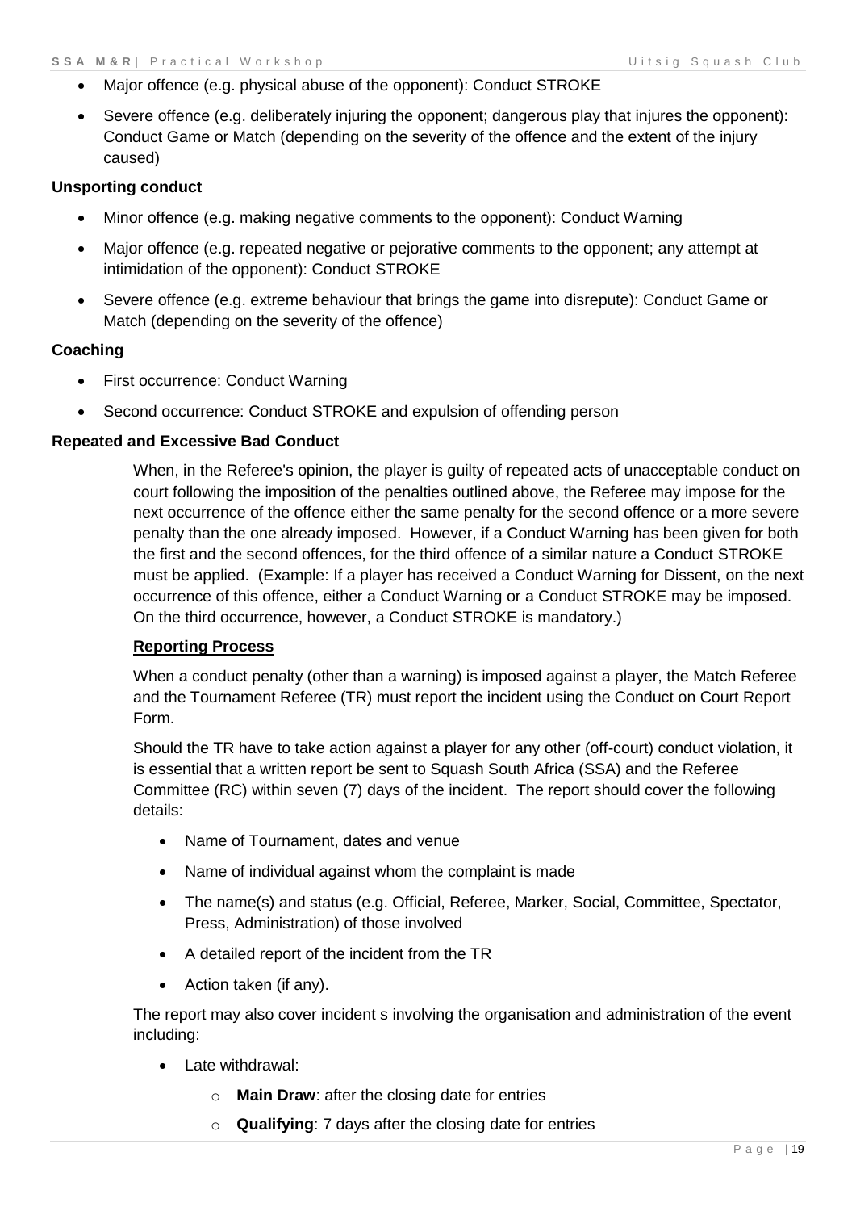- Major offence (e.g. physical abuse of the opponent): Conduct STROKE
- Severe offence (e.g. deliberately injuring the opponent; dangerous play that injures the opponent): Conduct Game or Match (depending on the severity of the offence and the extent of the injury caused)

**Unsporting conduct**

- Minor offence (e.g. making negative comments to the opponent): Conduct Warning
- Major offence (e.g. repeated negative or pejorative comments to the opponent; any attempt at intimidation of the opponent): Conduct STROKE
- Severe offence (e.g. extreme behaviour that brings the game into disrepute): Conduct Game or Match (depending on the severity of the offence)

**Coaching**

- First occurrence: Conduct Warning
- Second occurrence: Conduct STROKE and expulsion of offending person

**Repeated and Excessive Bad Conduct**

When, in the Referee's opinion, the player is guilty of repeated acts of unacceptable conduct on court following the imposition of the penalties outlined above, the Referee may impose for the next occurrence of the offence either the same penalty for the second offence or a more severe penalty than the one already imposed. However, if a Conduct Warning has been given for both the first and the second offences, for the third offence of a similar nature a Conduct STROKE must be applied. (Example: If a player has received a Conduct Warning for Dissent, on the next occurrence of this offence, either a Conduct Warning or a Conduct STROKE may be imposed. On the third occurrence, however, a Conduct STROKE is mandatory.)

**Reporting Process**

When a conduct penalty (other than a warning) is imposed against a player, the Match Referee and the Tournament Referee (TR) must report the incident using the Conduct on Court Report Form.

Should the TR have to take action against a player for any other (off-court) conduct violation, it is essential that a written report be sent to Squash South Africa (SSA) and the Referee Committee (RC) within seven (7) days of the incident. The report should cover the following details:

- Name of Tournament, dates and venue
- Name of individual against whom the complaint is made
- The name(s) and status (e.g. Official, Referee, Marker, Social, Committee, Spectator, Press, Administration) of those involved
- A detailed report of the incident from the TR
- Action taken (if any).

The report may also cover incident s involving the organisation and administration of the event including:

- Late withdrawal:
  - **Main Draw**: after the closing date for entries
  - **Qualifying**: 7 days after the closing date for entries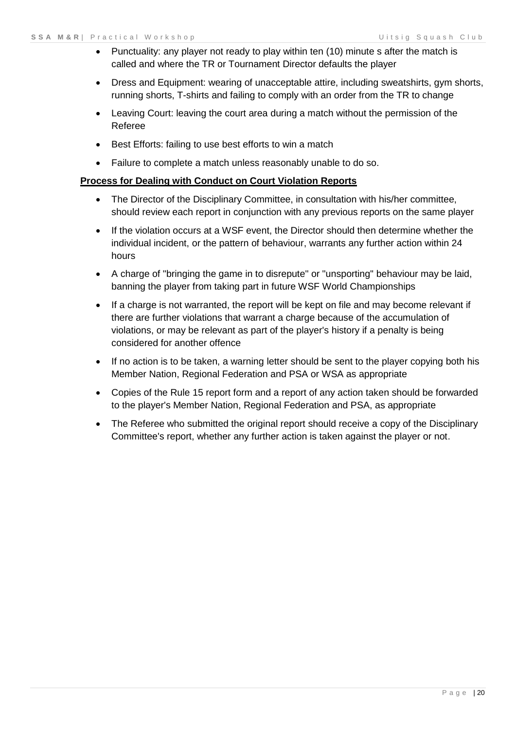- Punctuality: any player not ready to play within ten (10) minute s after the match is called and where the TR or Tournament Director defaults the player
- Dress and Equipment: wearing of unacceptable attire, including sweatshirts, gym shorts, running shorts, T-shirts and failing to comply with an order from the TR to change
- Leaving Court: leaving the court area during a match without the permission of the Referee
- Best Efforts: failing to use best efforts to win a match
- Failure to complete a match unless reasonably unable to do so.

**Process for Dealing with Conduct on Court Violation Reports**

- The Director of the Disciplinary Committee, in consultation with his/her committee, should review each report in conjunction with any previous reports on the same player
- If the violation occurs at a WSF event, the Director should then determine whether the individual incident, or the pattern of behaviour, warrants any further action within 24 hours
- A charge of "bringing the game in to disrepute" or "unsporting" behaviour may be laid, banning the player from taking part in future WSF World Championships
- If a charge is not warranted, the report will be kept on file and may become relevant if there are further violations that warrant a charge because of the accumulation of violations, or may be relevant as part of the player's history if a penalty is being considered for another offence
- If no action is to be taken, a warning letter should be sent to the player copying both his Member Nation, Regional Federation and PSA or WSA as appropriate
- Copies of the Rule 15 report form and a report of any action taken should be forwarded to the player's Member Nation, Regional Federation and PSA, as appropriate
- The Referee who submitted the original report should receive a copy of the Disciplinary Committee's report, whether any further action is taken against the player or not.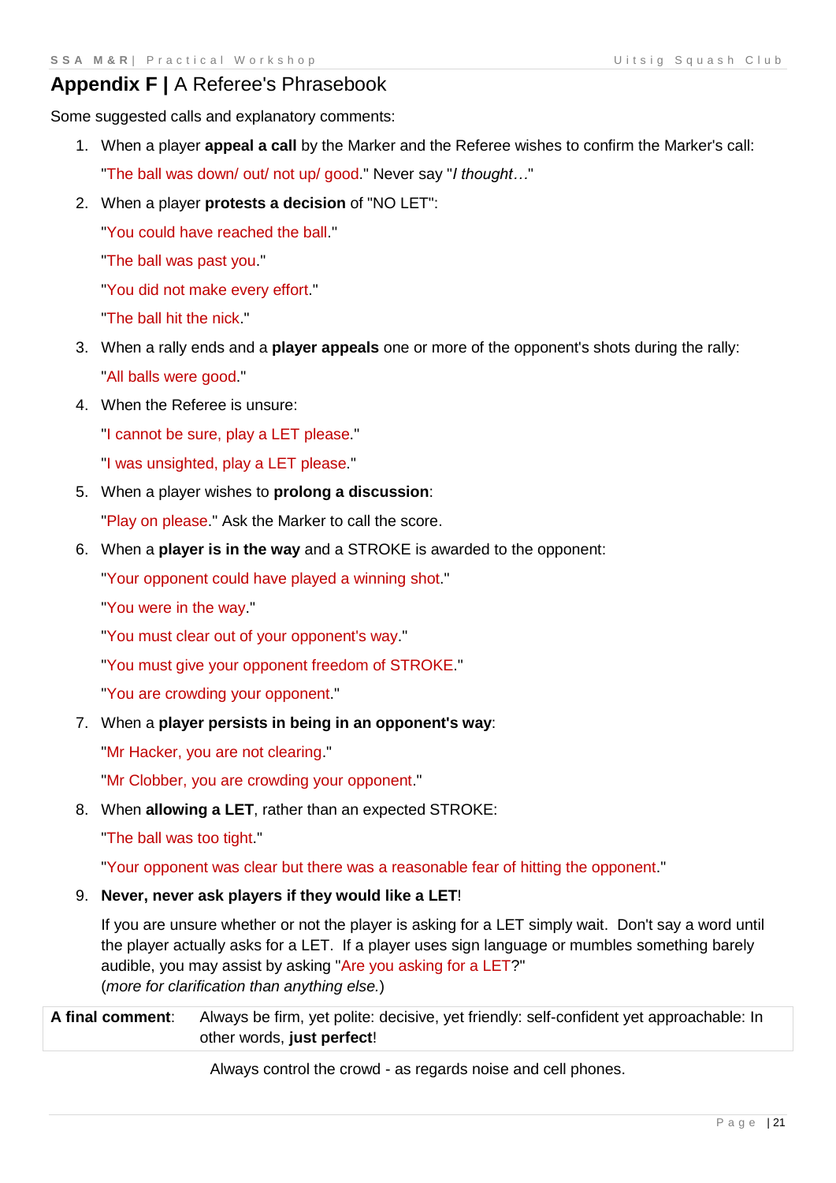## **Appendix F |** A Referee's Phrasebook

Some suggested calls and explanatory comments:

1. When a player **appeal a call** by the Marker and the Referee wishes to confirm the Marker's call:

   "The ball was down/ out/ not up/ good." Never say "*I thought…*"

2. When a player **protests a decision** of "NO LET":

   "You could have reached the ball."

   "The ball was past you."

   "You did not make every effort."

   "The ball hit the nick."

3. When a rally ends and a **player appeals** one or more of the opponent's shots during the rally:

   "All balls were good."

4. When the Referee is unsure:

   "I cannot be sure, play a LET please."

   "I was unsighted, play a LET please."

5. When a player wishes to **prolong a discussion**:

   "Play on please." Ask the Marker to call the score.

6. When a **player is in the way** and a STROKE is awarded to the opponent:

   "Your opponent could have played a winning shot."

   "You were in the way."

   "You must clear out of your opponent's way."

   "You must give your opponent freedom of STROKE."

   "You are crowding your opponent."

7. When a **player persists in being in an opponent's way**:

   "Mr Hacker, you are not clearing."

   "Mr Clobber, you are crowding your opponent."

8. When **allowing a LET**, rather than an expected STROKE:

   "The ball was too tight."

   "Your opponent was clear but there was a reasonable fear of hitting the opponent."

9. **Never, never ask players if they would like a LET**!

   If you are unsure whether or not the player is asking for a LET simply wait. Don't say a word until the player actually asks for a LET. If a player uses sign language or mumbles something barely audible, you may assist by asking "Are you asking for a LET?"
   (*more for clarification than anything else.*)

| **A final comment**: | Always be firm, yet polite: decisive, yet friendly: self-confident yet approachable: In other words, **just perfect**! |
|---|---|

Always control the crowd - as regards noise and cell phones.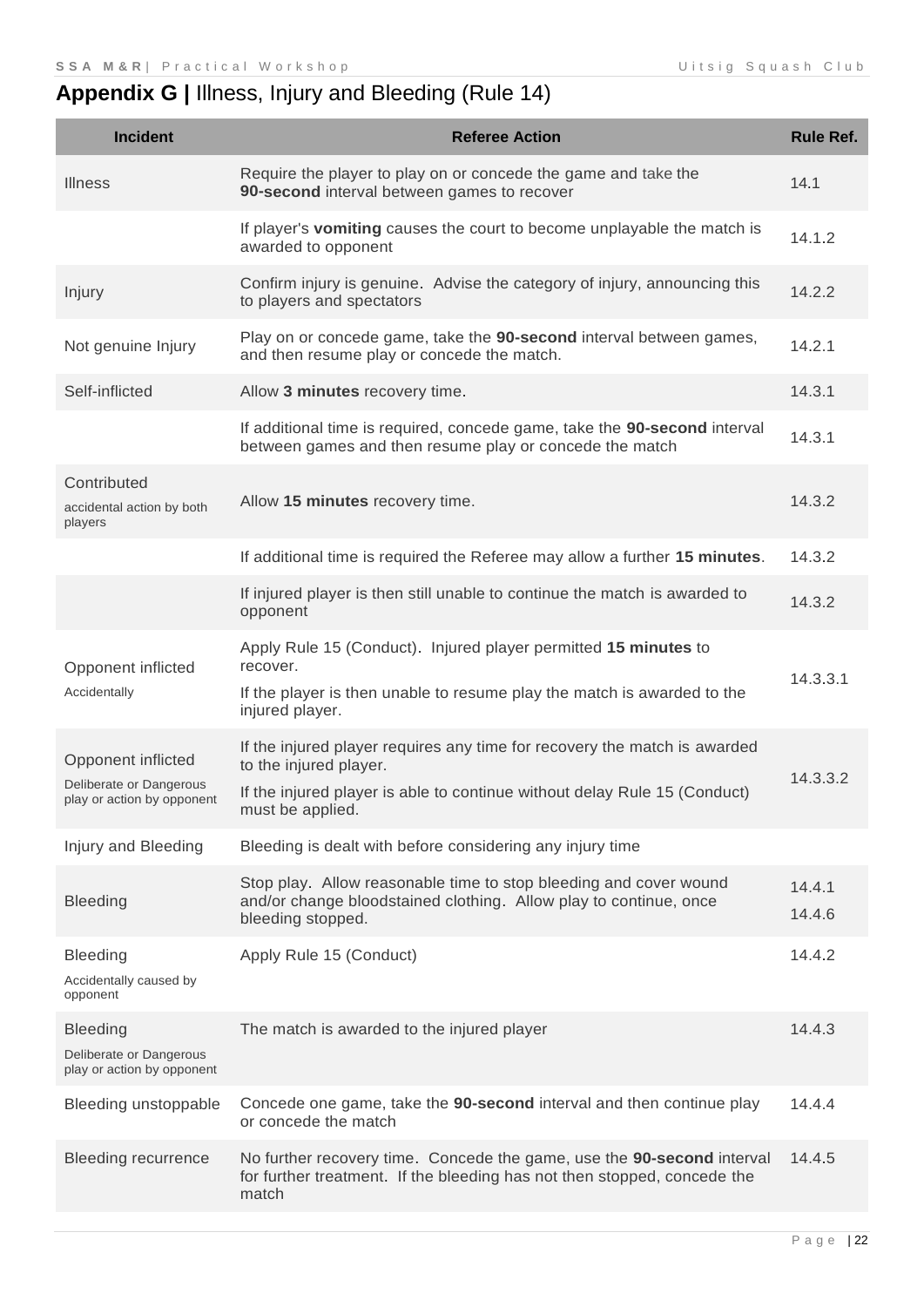## **Appendix G |** Illness, Injury and Bleeding (Rule 14)

| Incident | Referee Action | Rule Ref. |
|---|---|---|
| Illness | Require the player to play on or concede the game and take the **90-second** interval between games to recover | 14.1 |
| | If player's **vomiting** causes the court to become unplayable the match is awarded to opponent | 14.1.2 |
| Injury | Confirm injury is genuine. Advise the category of injury, announcing this to players and spectators | 14.2.2 |
| Not genuine Injury | Play on or concede game, take the **90-second** interval between games, and then resume play or concede the match. | 14.2.1 |
| Self-inflicted | Allow **3 minutes** recovery time. | 14.3.1 |
| | If additional time is required, concede game, take the **90-second** interval between games and then resume play or concede the match | 14.3.1 |
| Contributed<br>accidental action by both players | Allow **15 minutes** recovery time. | 14.3.2 |
| | If additional time is required the Referee may allow a further **15 minutes**. | 14.3.2 |
| | If injured player is then still unable to continue the match is awarded to opponent | 14.3.2 |
| Opponent inflicted<br>Accidentally | Apply Rule 15 (Conduct). Injured player permitted **15 minutes** to recover.<br>If the player is then unable to resume play the match is awarded to the injured player. | 14.3.3.1 |
| Opponent inflicted<br>Deliberate or Dangerous play or action by opponent | If the injured player requires any time for recovery the match is awarded to the injured player.<br>If the injured player is able to continue without delay Rule 15 (Conduct) must be applied. | 14.3.3.2 |
| Injury and Bleeding | Bleeding is dealt with before considering any injury time | |
| Bleeding | Stop play. Allow reasonable time to stop bleeding and cover wound and/or change bloodstained clothing. Allow play to continue, once bleeding stopped. | 14.4.1<br>14.4.6 |
| Bleeding<br>Accidentally caused by opponent | Apply Rule 15 (Conduct) | 14.4.2 |
| Bleeding<br>Deliberate or Dangerous play or action by opponent | The match is awarded to the injured player | 14.4.3 |
| Bleeding unstoppable | Concede one game, take the **90-second** interval and then continue play or concede the match | 14.4.4 |
| Bleeding recurrence | No further recovery time. Concede the game, use the **90-second** interval for further treatment. If the bleeding has not then stopped, concede the match | 14.4.5 |